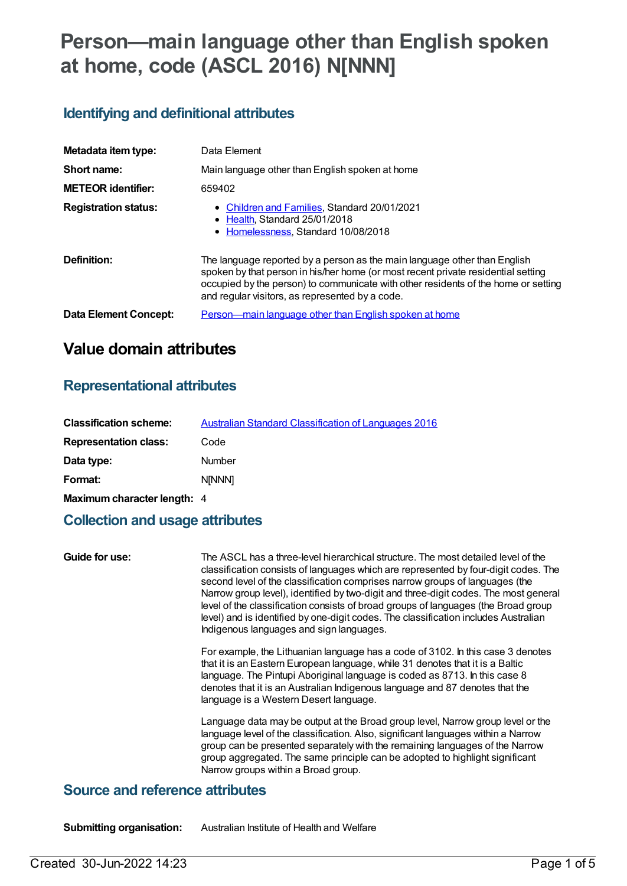# Person—main language other than English spoken at home, code (ASCL 2016) N[NNN]

## Identifying and definitional attributes

| | |
|---|---|
| **Metadata item type:** | Data Element |
| **Short name:** | Main language other than English spoken at home |
| **METEOR identifier:** | 659402 |
| **Registration status:** | • Children and Families, Standard 20/01/2021<br>• Health, Standard 25/01/2018<br>• Homelessness, Standard 10/08/2018 |
| **Definition:** | The language reported by a person as the main language other than English spoken by that person in his/her home (or most recent private residential setting occupied by the person) to communicate with other residents of the home or setting and regular visitors, as represented by a code. |
| **Data Element Concept:** | Person—main language other than English spoken at home |

# Value domain attributes

## Representational attributes

| | |
|---|---|
| **Classification scheme:** | Australian Standard Classification of Languages 2016 |
| **Representation class:** | Code |
| **Data type:** | Number |
| **Format:** | N[NNN] |
| **Maximum character length:** | 4 |

## Collection and usage attributes

**Guide for use:**

The ASCL has a three-level hierarchical structure. The most detailed level of the classification consists of languages which are represented by four-digit codes. The second level of the classification comprises narrow groups of languages (the Narrow group level), identified by two-digit and three-digit codes. The most general level of the classification consists of broad groups of languages (the Broad group level) and is identified by one-digit codes. The classification includes Australian Indigenous languages and sign languages.

For example, the Lithuanian language has a code of 3102. In this case 3 denotes that it is an Eastern European language, while 31 denotes that it is a Baltic language. The Pintupi Aboriginal language is coded as 8713. In this case 8 denotes that it is an Australian Indigenous language and 87 denotes that the language is a Western Desert language.

Language data may be output at the Broad group level, Narrow group level or the language level of the classification. Also, significant languages within a Narrow group can be presented separately with the remaining languages of the Narrow group aggregated. The same principle can be adopted to highlight significant Narrow groups within a Broad group.

## Source and reference attributes

| | |
|---|---|
| **Submitting organisation:** | Australian Institute of Health and Welfare |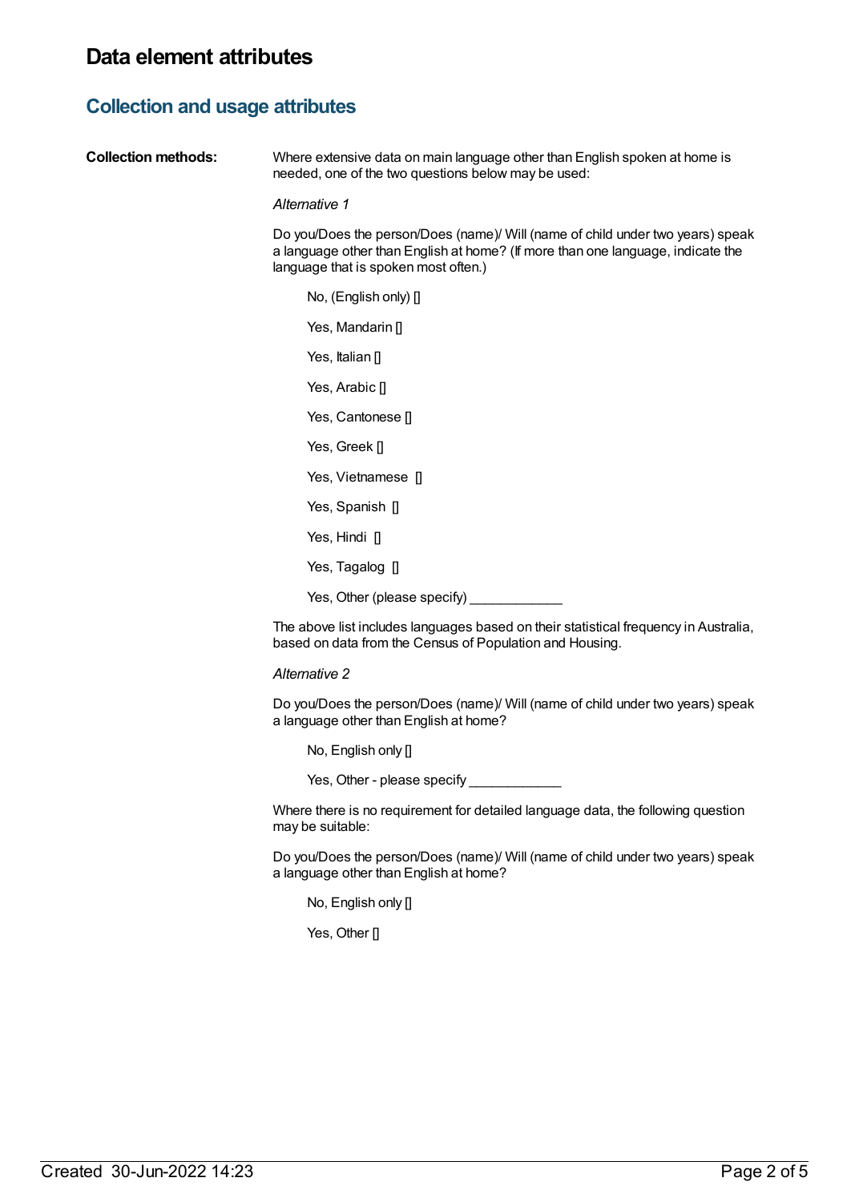# Data element attributes

## Collection and usage attributes

**Collection methods:**

Where extensive data on main language other than English spoken at home is needed, one of the two questions below may be used:

*Alternative 1*

Do you/Does the person/Does (name)/ Will (name of child under two years) speak a language other than English at home? (If more than one language, indicate the language that is spoken most often.)

> No, (English only) []
>
> Yes, Mandarin []
>
> Yes, Italian []
>
> Yes, Arabic []
>
> Yes, Cantonese []
>
> Yes, Greek []
>
> Yes, Vietnamese []
>
> Yes, Spanish []
>
> Yes, Hindi []
>
> Yes, Tagalog []
>
> Yes, Other (please specify) ____________

The above list includes languages based on their statistical frequency in Australia, based on data from the Census of Population and Housing.

*Alternative 2*

Do you/Does the person/Does (name)/ Will (name of child under two years) speak a language other than English at home?

> No, English only []
>
> Yes, Other - please specify ____________

Where there is no requirement for detailed language data, the following question may be suitable:

Do you/Does the person/Does (name)/ Will (name of child under two years) speak a language other than English at home?

> No, English only []
>
> Yes, Other []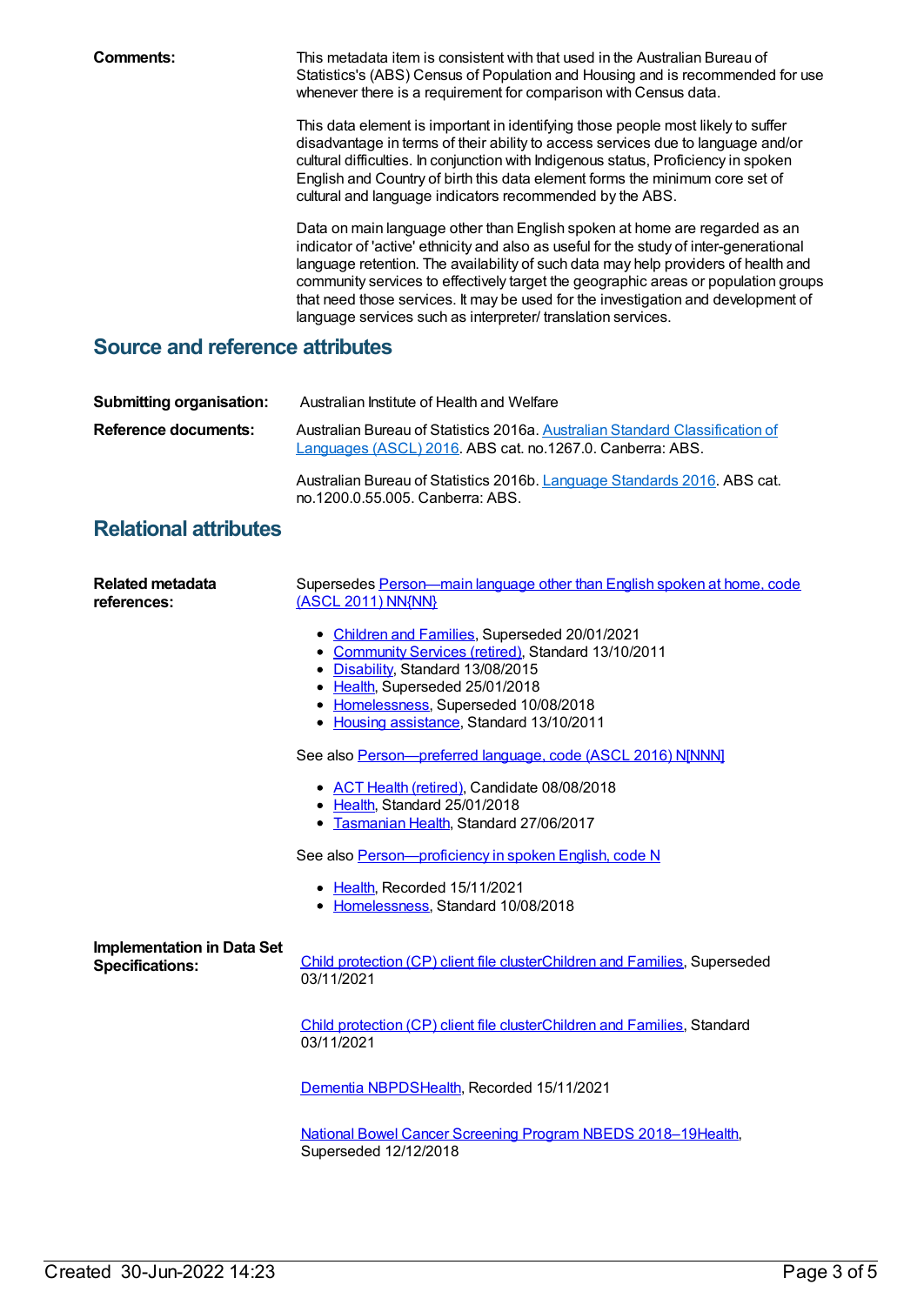**Comments:**

This metadata item is consistent with that used in the Australian Bureau of Statistics's (ABS) Census of Population and Housing and is recommended for use whenever there is a requirement for comparison with Census data.

This data element is important in identifying those people most likely to suffer disadvantage in terms of their ability to access services due to language and/or cultural difficulties. In conjunction with Indigenous status, Proficiency in spoken English and Country of birth this data element forms the minimum core set of cultural and language indicators recommended by the ABS.

Data on main language other than English spoken at home are regarded as an indicator of 'active' ethnicity and also as useful for the study of inter-generational language retention. The availability of such data may help providers of health and community services to effectively target the geographic areas or population groups that need those services. It may be used for the investigation and development of language services such as interpreter/ translation services.

## Source and reference attributes

**Submitting organisation:** Australian Institute of Health and Welfare

**Reference documents:**

Australian Bureau of Statistics 2016a. Australian Standard Classification of Languages (ASCL) 2016. ABS cat. no.1267.0. Canberra: ABS.

Australian Bureau of Statistics 2016b. Language Standards 2016. ABS cat. no.1200.0.55.005. Canberra: ABS.

## Relational attributes

**Related metadata references:**

Supersedes Person—main language other than English spoken at home, code (ASCL 2011) NN{NN}

- Children and Families, Superseded 20/01/2021
- Community Services (retired), Standard 13/10/2011
- Disability, Standard 13/08/2015
- Health, Superseded 25/01/2018
- Homelessness, Superseded 10/08/2018
- Housing assistance, Standard 13/10/2011

See also Person—preferred language, code (ASCL 2016) N[NNN]

- ACT Health (retired), Candidate 08/08/2018
- Health, Standard 25/01/2018
- Tasmanian Health, Standard 27/06/2017

See also Person—proficiency in spoken English, code N

- Health, Recorded 15/11/2021
- Homelessness, Standard 10/08/2018

**Implementation in Data Set Specifications:**

Child protection (CP) client file clusterChildren and Families, Superseded 03/11/2021

Child protection (CP) client file clusterChildren and Families, Standard 03/11/2021

Dementia NBPDSHealth, Recorded 15/11/2021

National Bowel Cancer Screening Program NBEDS 2018–19Health, Superseded 12/12/2018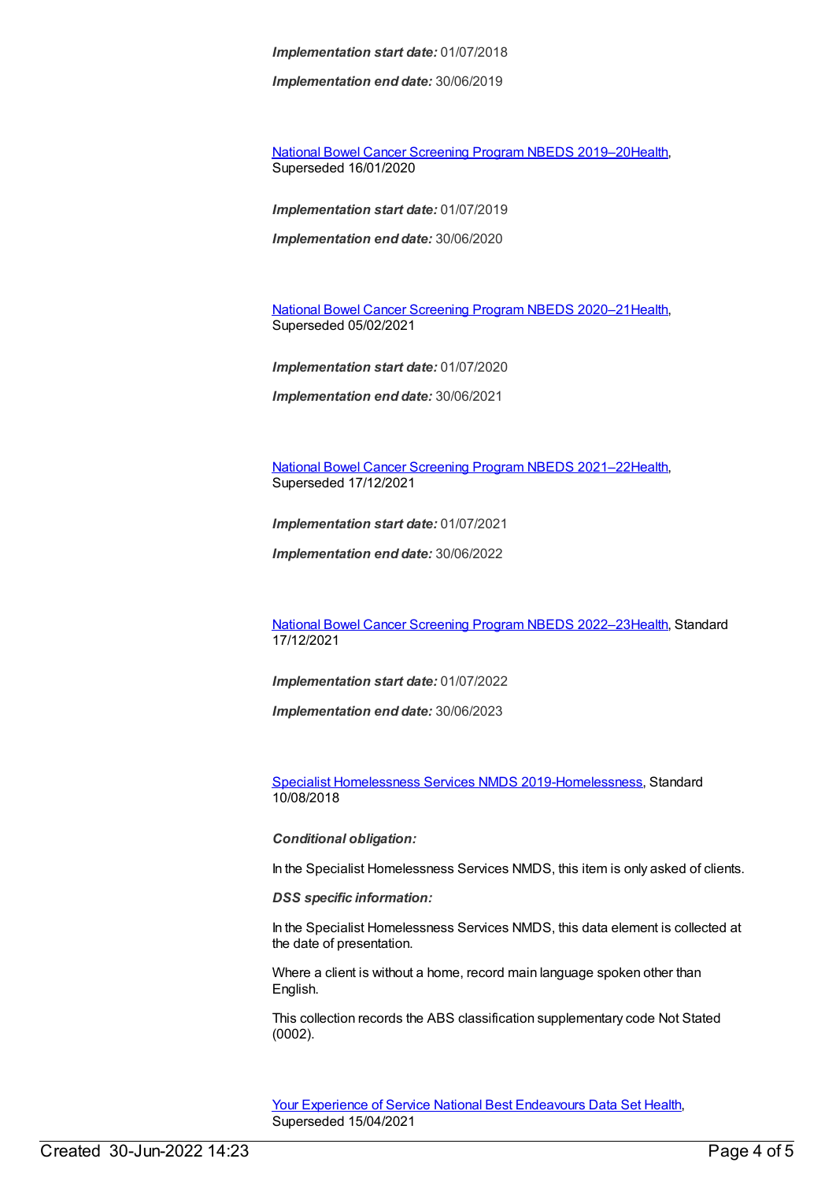***Implementation start date:*** 01/07/2018

***Implementation end date:*** 30/06/2019

National Bowel Cancer Screening Program NBEDS 2019–20Health, Superseded 16/01/2020

***Implementation start date:*** 01/07/2019

***Implementation end date:*** 30/06/2020

National Bowel Cancer Screening Program NBEDS 2020–21Health, Superseded 05/02/2021

***Implementation start date:*** 01/07/2020

***Implementation end date:*** 30/06/2021

National Bowel Cancer Screening Program NBEDS 2021–22Health, Superseded 17/12/2021

***Implementation start date:*** 01/07/2021

***Implementation end date:*** 30/06/2022

National Bowel Cancer Screening Program NBEDS 2022–23Health, Standard 17/12/2021

***Implementation start date:*** 01/07/2022

***Implementation end date:*** 30/06/2023

Specialist Homelessness Services NMDS 2019-Homelessness, Standard 10/08/2018

***Conditional obligation:***

In the Specialist Homelessness Services NMDS, this item is only asked of clients.

***DSS specific information:***

In the Specialist Homelessness Services NMDS, this data element is collected at the date of presentation.

Where a client is without a home, record main language spoken other than English.

This collection records the ABS classification supplementary code Not Stated (0002).

Your Experience of Service National Best Endeavours Data Set Health, Superseded 15/04/2021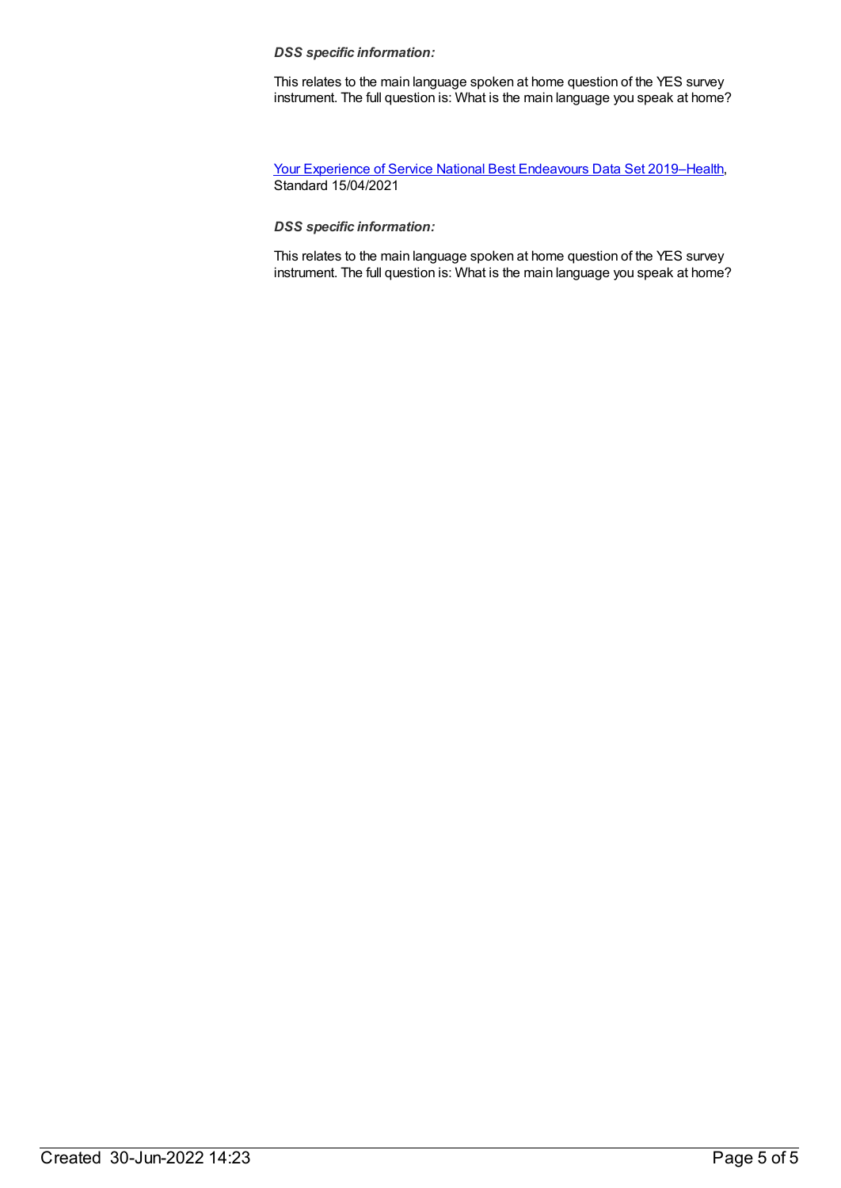***DSS specific information:***

This relates to the main language spoken at home question of the YES survey instrument. The full question is: What is the main language you speak at home?

[Your Experience of Service National Best Endeavours Data Set 2019–Health](), Standard 15/04/2021

***DSS specific information:***

This relates to the main language spoken at home question of the YES survey instrument. The full question is: What is the main language you speak at home?